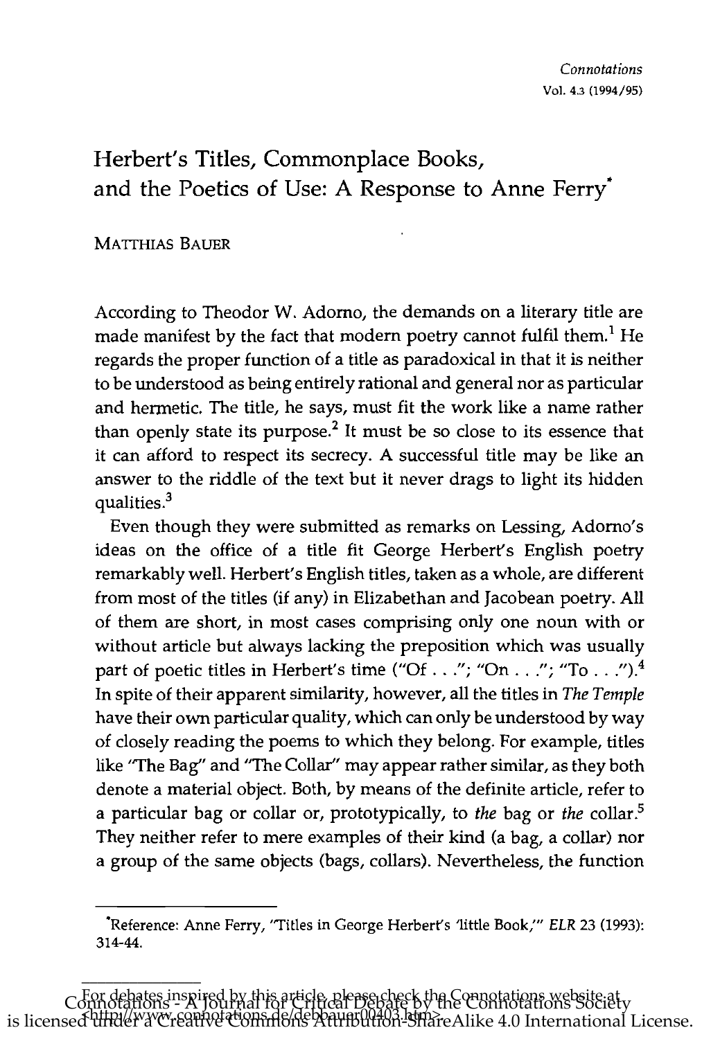# Herbert's Titles, Commonplace Books, and the Poetics of Use: A Response to Anne Ferry*

MATTHIAS BAUER

According to Theodor W. Adorno, the demands on a literary title are made manifest by the fact that modern poetry cannot fulfil them.[1] He regards the proper function of a title as paradoxical in that it is neither to be understood as being entirely rational and general nor as particular and hermetic. The title, he says, must fit the work like a name rather than openly state its purpose.[2] It must be so close to its essence that it can afford to respect its secrecy. A successful title may be like an answer to the riddle of the text but it never drags to light its hidden qualities.[3]

Even though they were submitted as remarks on Lessing, Adorno's ideas on the office of a title fit George Herbert's English poetry remarkably well. Herbert's English titles, taken as a whole, are different from most of the titles (if any) in Elizabethan and Jacobean poetry. All of them are short, in most cases comprising only one noun with or without article but always lacking the preposition which was usually part of poetic titles in Herbert's time ("Of . . ."; "On . . ."; "To . . .").[4] In spite of their apparent similarity, however, all the titles in *The Temple* have their own particular quality, which can only be understood by way of closely reading the poems to which they belong. For example, titles like "The Bag" and "The Collar" may appear rather similar, as they both denote a material object. Both, by means of the definite article, refer to a particular bag or collar or, prototypically, to *the* bag or *the* collar.[5] They neither refer to mere examples of their kind (a bag, a collar) nor a group of the same objects (bags, collars). Nevertheless, the function

---

*Reference: Anne Ferry, "Titles in George Herbert's 'little Book,'" *ELR* 23 (1993): 314-44.

For debates inspired by this article, please check the Connotations website at <http://www.connotations.de/debbauer00403.htm>.

Connotations - A Journal for Critical Debate by the Connotations Society is licensed under a Creative Commons Attribution-ShareAlike 4.0 International License.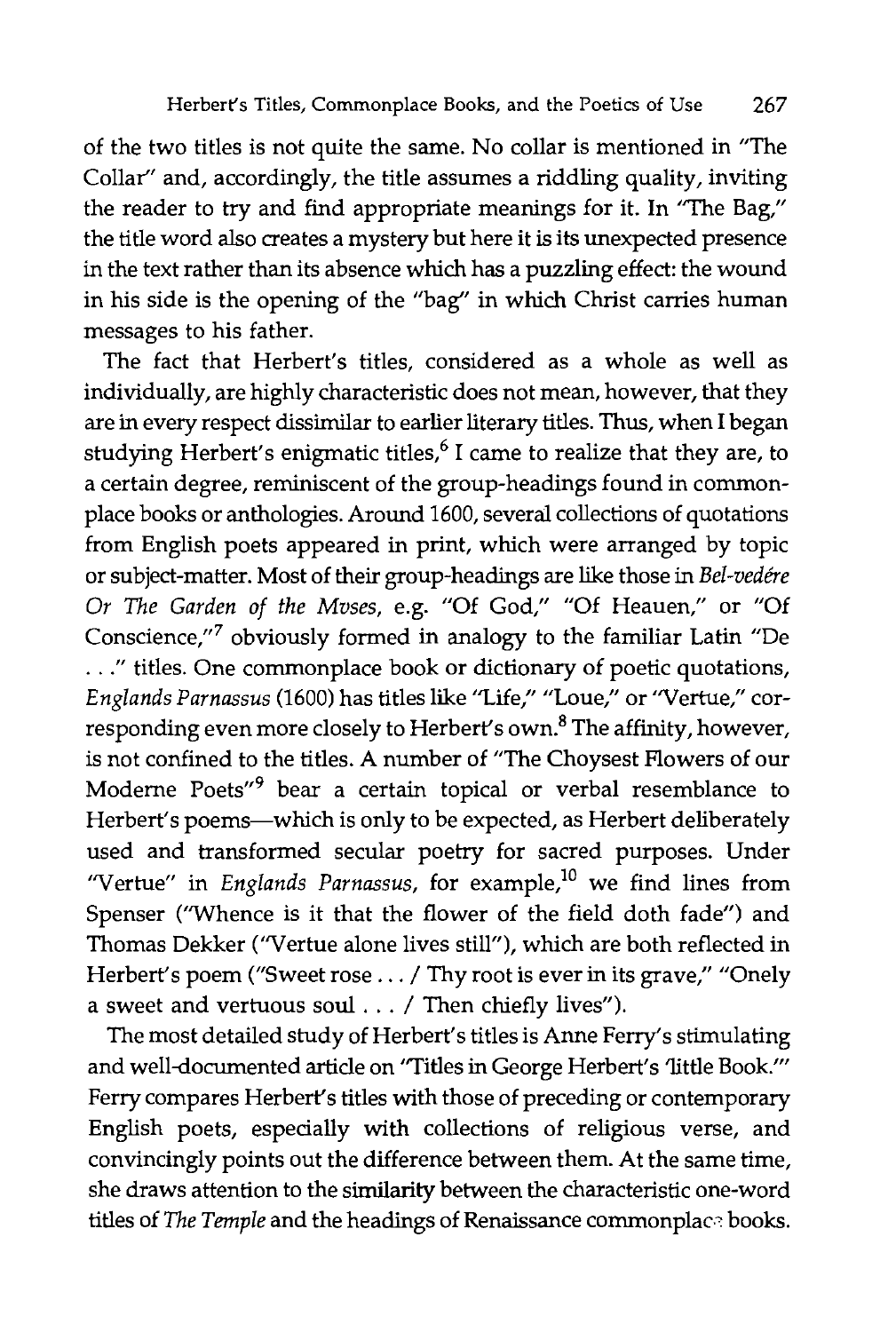of the two titles is not quite the same. No collar is mentioned in "The Collar" and, accordingly, the title assumes a riddling quality, inviting the reader to try and find appropriate meanings for it. In "The Bag," the title word also creates a mystery but here it is its unexpected presence in the text rather than its absence which has a puzzling effect: the wound in his side is the opening of the "bag" in which Christ carries human messages to his father.

The fact that Herbert's titles, considered as a whole as well as individually, are highly characteristic does not mean, however, that they are in every respect dissimilar to earlier literary titles. Thus, when I began studying Herbert's enigmatic titles,[6] I came to realize that they are, to a certain degree, reminiscent of the group-headings found in commonplace books or anthologies. Around 1600, several collections of quotations from English poets appeared in print, which were arranged by topic or subject-matter. Most of their group-headings are like those in *Bel-vedére Or The Garden of the Mvses*, e.g. "Of God," "Of Heauen," or "Of Conscience,"[7] obviously formed in analogy to the familiar Latin "De . . ." titles. One commonplace book or dictionary of poetic quotations, *Englands Parnassus* (1600) has titles like "Life," "Loue," or "Vertue," corresponding even more closely to Herbert's own.[8] The affinity, however, is not confined to the titles. A number of "The Choysest Flowers of our Moderne Poets"[9] bear a certain topical or verbal resemblance to Herbert's poems—which is only to be expected, as Herbert deliberately used and transformed secular poetry for sacred purposes. Under "Vertue" in *Englands Parnassus*, for example,[10] we find lines from Spenser ("Whence is it that the flower of the field doth fade") and Thomas Dekker ("Vertue alone lives still"), which are both reflected in Herbert's poem ("Sweet rose . . . / Thy root is ever in its grave," "Onely a sweet and vertuous soul . . . / Then chiefly lives").

The most detailed study of Herbert's titles is Anne Ferry's stimulating and well-documented article on "Titles in George Herbert's 'little Book.'" Ferry compares Herbert's titles with those of preceding or contemporary English poets, especially with collections of religious verse, and convincingly points out the difference between them. At the same time, she draws attention to the similarity between the characteristic one-word titles of *The Temple* and the headings of Renaissance commonplace books.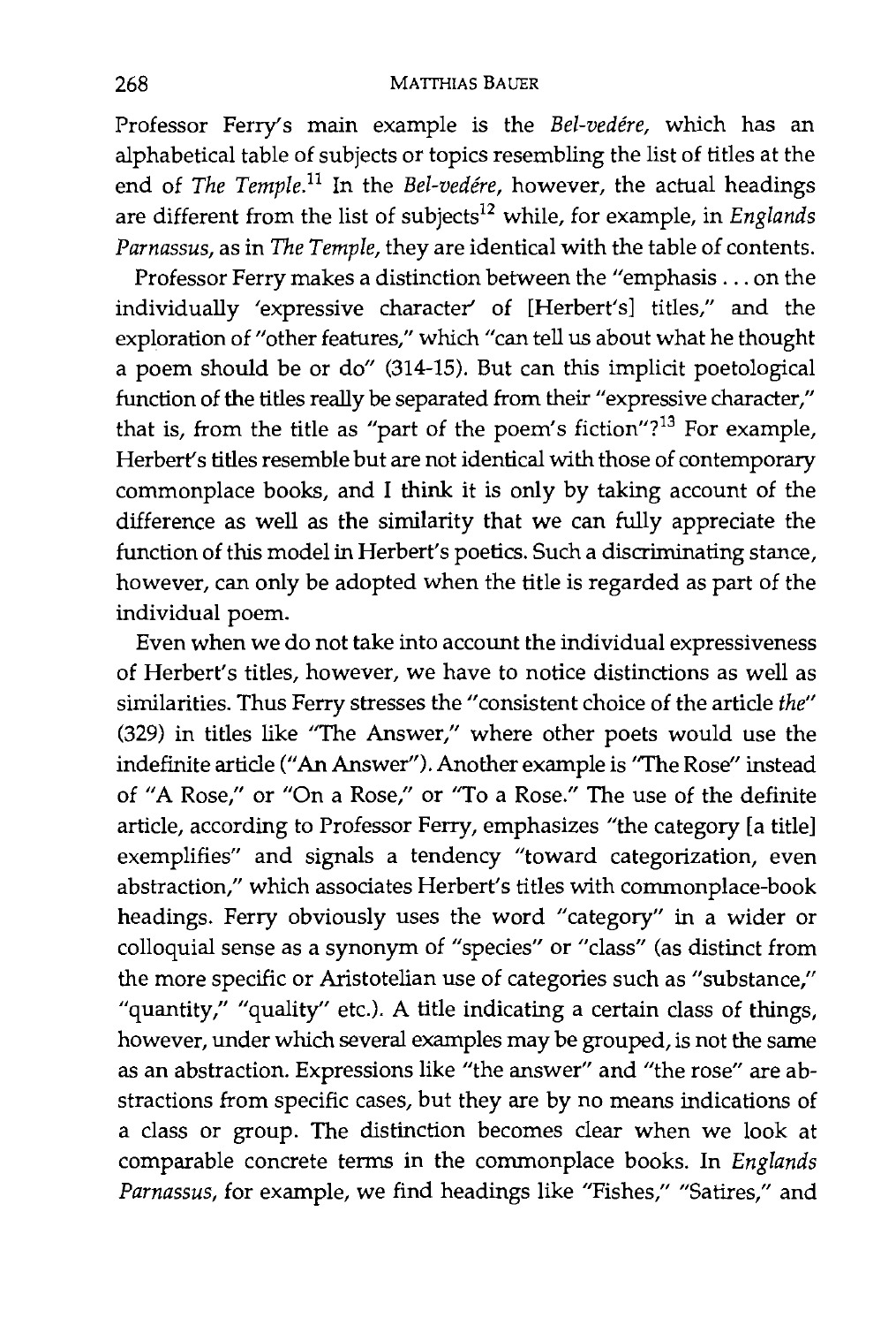Professor Ferry's main example is the *Bel-vedére*, which has an alphabetical table of subjects or topics resembling the list of titles at the end of *The Temple*.[11] In the *Bel-vedére*, however, the actual headings are different from the list of subjects[12] while, for example, in *Englands Parnassus*, as in *The Temple*, they are identical with the table of contents.

Professor Ferry makes a distinction between the "emphasis . . . on the individually 'expressive character' of [Herbert's] titles," and the exploration of "other features," which "can tell us about what he thought a poem should be or do" (314-15). But can this implicit poetological function of the titles really be separated from their "expressive character," that is, from the title as "part of the poem's fiction"?[13] For example, Herbert's titles resemble but are not identical with those of contemporary commonplace books, and I think it is only by taking account of the difference as well as the similarity that we can fully appreciate the function of this model in Herbert's poetics. Such a discriminating stance, however, can only be adopted when the title is regarded as part of the individual poem.

Even when we do not take into account the individual expressiveness of Herbert's titles, however, we have to notice distinctions as well as similarities. Thus Ferry stresses the "consistent choice of the article *the*" (329) in titles like "The Answer," where other poets would use the indefinite article ("An Answer"). Another example is "The Rose" instead of "A Rose," or "On a Rose," or "To a Rose." The use of the definite article, according to Professor Ferry, emphasizes "the category [a title] exemplifies" and signals a tendency "toward categorization, even abstraction," which associates Herbert's titles with commonplace-book headings. Ferry obviously uses the word "category" in a wider or colloquial sense as a synonym of "species" or "class" (as distinct from the more specific or Aristotelian use of categories such as "substance," "quantity," "quality" etc.). A title indicating a certain class of things, however, under which several examples may be grouped, is not the same as an abstraction. Expressions like "the answer" and "the rose" are abstractions from specific cases, but they are by no means indications of a class or group. The distinction becomes clear when we look at comparable concrete terms in the commonplace books. In *Englands Parnassus*, for example, we find headings like "Fishes," "Satires," and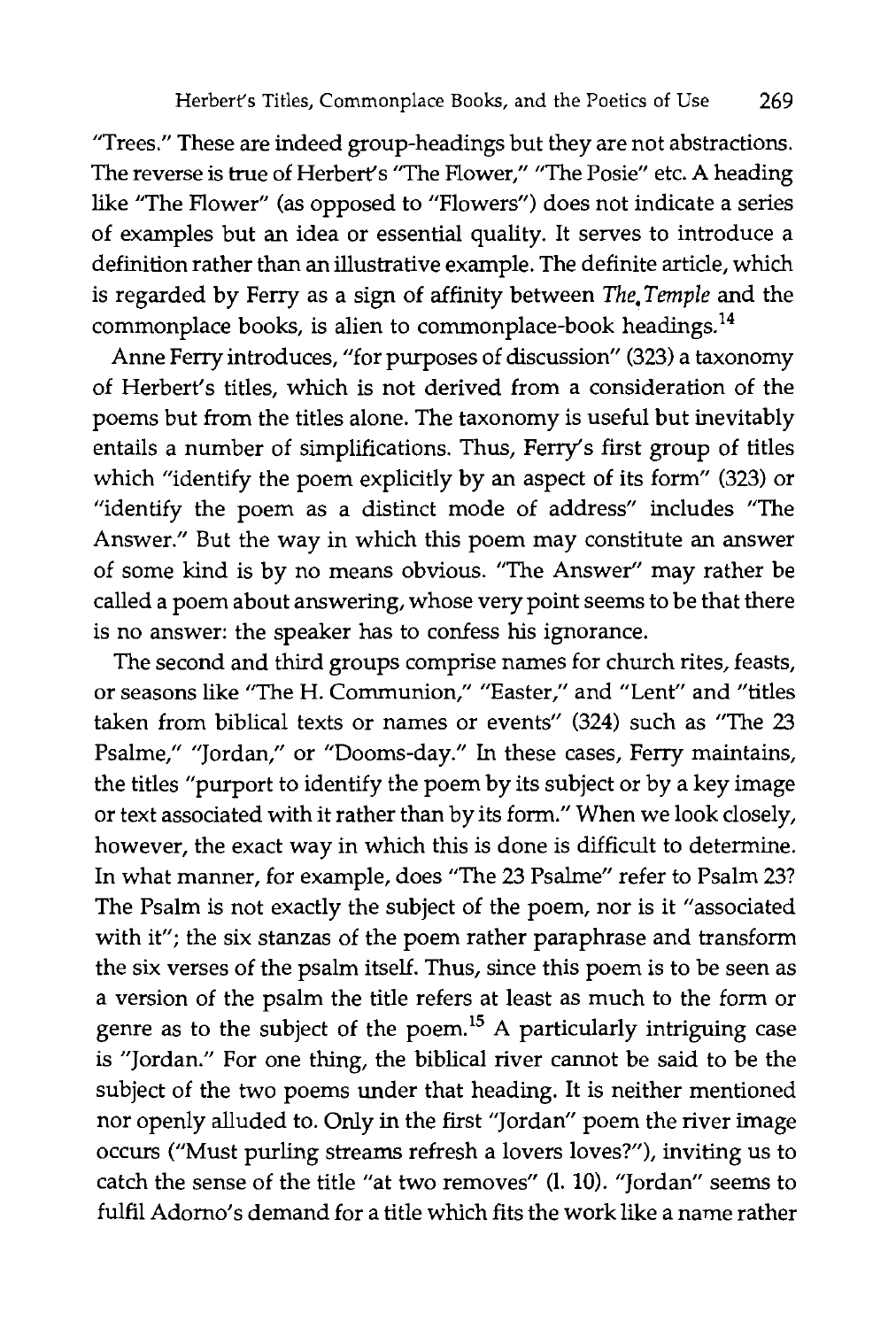"Trees." These are indeed group-headings but they are not abstractions. The reverse is true of Herbert's "The Flower," "The Posie" etc. A heading like "The Flower" (as opposed to "Flowers") does not indicate a series of examples but an idea or essential quality. It serves to introduce a definition rather than an illustrative example. The definite article, which is regarded by Ferry as a sign of affinity between *The Temple* and the commonplace books, is alien to commonplace-book headings.[14]

Anne Ferry introduces, "for purposes of discussion" (323) a taxonomy of Herbert's titles, which is not derived from a consideration of the poems but from the titles alone. The taxonomy is useful but inevitably entails a number of simplifications. Thus, Ferry's first group of titles which "identify the poem explicitly by an aspect of its form" (323) or "identify the poem as a distinct mode of address" includes "The Answer." But the way in which this poem may constitute an answer of some kind is by no means obvious. "The Answer" may rather be called a poem about answering, whose very point seems to be that there is no answer: the speaker has to confess his ignorance.

The second and third groups comprise names for church rites, feasts, or seasons like "The H. Communion," "Easter," and "Lent" and "titles taken from biblical texts or names or events" (324) such as "The 23 Psalme," "Jordan," or "Dooms-day." In these cases, Ferry maintains, the titles "purport to identify the poem by its subject or by a key image or text associated with it rather than by its form." When we look closely, however, the exact way in which this is done is difficult to determine. In what manner, for example, does "The 23 Psalme" refer to Psalm 23? The Psalm is not exactly the subject of the poem, nor is it "associated with it"; the six stanzas of the poem rather paraphrase and transform the six verses of the psalm itself. Thus, since this poem is to be seen as a version of the psalm the title refers at least as much to the form or genre as to the subject of the poem.[15] A particularly intriguing case is "Jordan." For one thing, the biblical river cannot be said to be the subject of the two poems under that heading. It is neither mentioned nor openly alluded to. Only in the first "Jordan" poem the river image occurs ("Must purling streams refresh a lovers loves?"), inviting us to catch the sense of the title "at two removes" (l. 10). "Jordan" seems to fulfil Adorno's demand for a title which fits the work like a name rather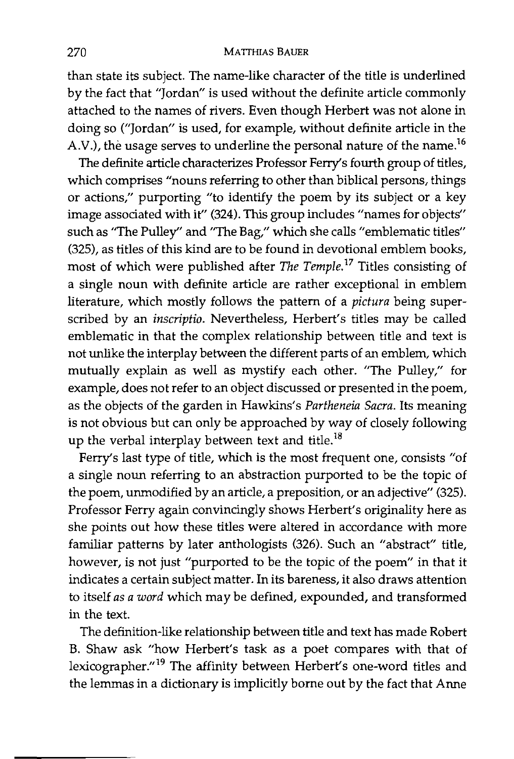than state its subject. The name-like character of the title is underlined by the fact that "Jordan" is used without the definite article commonly attached to the names of rivers. Even though Herbert was not alone in doing so ("Jordan" is used, for example, without definite article in the A.V.), the usage serves to underline the personal nature of the name.[16]

The definite article characterizes Professor Ferry's fourth group of titles, which comprises "nouns referring to other than biblical persons, things or actions," purporting "to identify the poem by its subject or a key image associated with it" (324). This group includes "names for objects" such as "The Pulley" and "The Bag," which she calls "emblematic titles" (325), as titles of this kind are to be found in devotional emblem books, most of which were published after *The Temple*.[17] Titles consisting of a single noun with definite article are rather exceptional in emblem literature, which mostly follows the pattern of a *pictura* being superscribed by an *inscriptio*. Nevertheless, Herbert's titles may be called emblematic in that the complex relationship between title and text is not unlike the interplay between the different parts of an emblem, which mutually explain as well as mystify each other. "The Pulley," for example, does not refer to an object discussed or presented in the poem, as the objects of the garden in Hawkins's *Partheneia Sacra*. Its meaning is not obvious but can only be approached by way of closely following up the verbal interplay between text and title.[18]

Ferry's last type of title, which is the most frequent one, consists "of a single noun referring to an abstraction purported to be the topic of the poem, unmodified by an article, a preposition, or an adjective" (325). Professor Ferry again convincingly shows Herbert's originality here as she points out how these titles were altered in accordance with more familiar patterns by later anthologists (326). Such an "abstract" title, however, is not just "purported to be the topic of the poem" in that it indicates a certain subject matter. In its bareness, it also draws attention to itself *as a word* which may be defined, expounded, and transformed in the text.

The definition-like relationship between title and text has made Robert B. Shaw ask "how Herbert's task as a poet compares with that of lexicographer."[19] The affinity between Herbert's one-word titles and the lemmas in a dictionary is implicitly borne out by the fact that Anne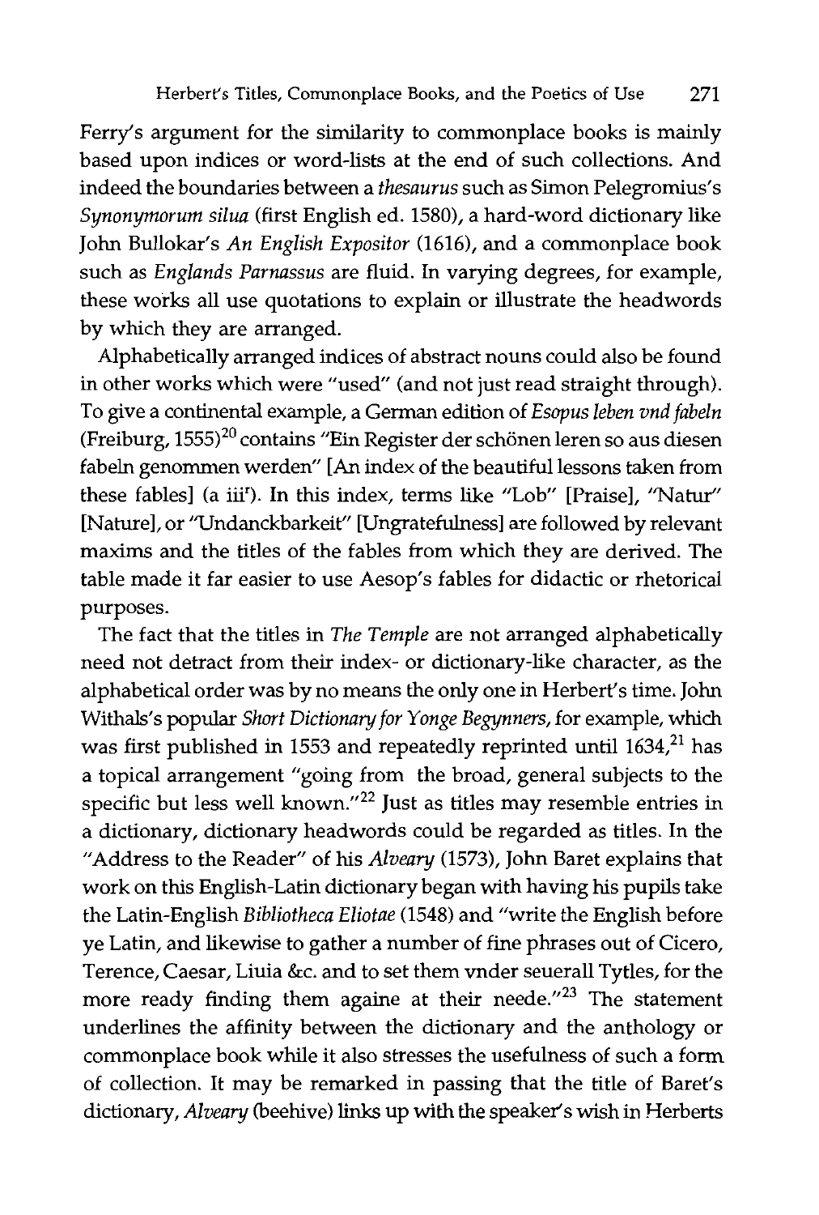Ferry's argument for the similarity to commonplace books is mainly based upon indices or word-lists at the end of such collections. And indeed the boundaries between a *thesaurus* such as Simon Pelegromius's *Synonymorum silua* (first English ed. 1580), a hard-word dictionary like John Bullokar's *An English Expositor* (1616), and a commonplace book such as *Englands Parnassus* are fluid. In varying degrees, for example, these works all use quotations to explain or illustrate the headwords by which they are arranged.

Alphabetically arranged indices of abstract nouns could also be found in other works which were "used" (and not just read straight through). To give a continental example, a German edition of *Esopus leben vnd fabeln* (Freiburg, 1555)[20] contains "Ein Register der schönen leren so aus diesen fabeln genommen werden" [An index of the beautiful lessons taken from these fables] (a iii$^r$). In this index, terms like "Lob" [Praise], "Natur" [Nature], or "Undanckbarkeit" [Ungratefulness] are followed by relevant maxims and the titles of the fables from which they are derived. The table made it far easier to use Aesop's fables for didactic or rhetorical purposes.

The fact that the titles in *The Temple* are not arranged alphabetically need not detract from their index- or dictionary-like character, as the alphabetical order was by no means the only one in Herbert's time. John Withals's popular *Short Dictionary for Yonge Begynners*, for example, which was first published in 1553 and repeatedly reprinted until 1634,[21] has a topical arrangement "going from the broad, general subjects to the specific but less well known."[22] Just as titles may resemble entries in a dictionary, dictionary headwords could be regarded as titles. In the "Address to the Reader" of his *Alveary* (1573), John Baret explains that work on this English-Latin dictionary began with having his pupils take the Latin-English *Bibliotheca Eliotae* (1548) and "write the English before ye Latin, and likewise to gather a number of fine phrases out of Cicero, Terence, Caesar, Liuia &c. and to set them vnder seuerall Tytles, for the more ready finding them againe at their neede."[23] The statement underlines the affinity between the dictionary and the anthology or commonplace book while it also stresses the usefulness of such a form of collection. It may be remarked in passing that the title of Baret's dictionary, *Alveary* (beehive) links up with the speaker's wish in Herberts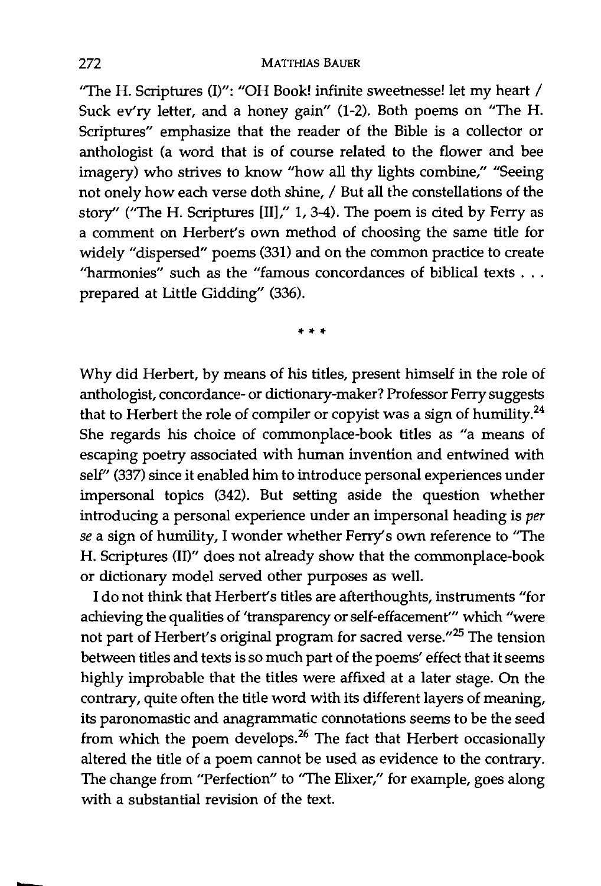"The H. Scriptures (I)": "OH Book! infinite sweetnesse! let my heart / Suck ev'ry letter, and a honey gain" (1-2). Both poems on "The H. Scriptures" emphasize that the reader of the Bible is a collector or anthologist (a word that is of course related to the flower and bee imagery) who strives to know "how all thy lights combine," "Seeing not onely how each verse doth shine, / But all the constellations of the story" ("The H. Scriptures [II]," 1, 3-4). The poem is cited by Ferry as a comment on Herbert's own method of choosing the same title for widely "dispersed" poems (331) and on the common practice to create "harmonies" such as the "famous concordances of biblical texts . . . prepared at Little Gidding" (336).

\* \* \*

Why did Herbert, by means of his titles, present himself in the role of anthologist, concordance- or dictionary-maker? Professor Ferry suggests that to Herbert the role of compiler or copyist was a sign of humility.[24] She regards his choice of commonplace-book titles as "a means of escaping poetry associated with human invention and entwined with self" (337) since it enabled him to introduce personal experiences under impersonal topics (342). But setting aside the question whether introducing a personal experience under an impersonal heading is *per se* a sign of humility, I wonder whether Ferry's own reference to "The H. Scriptures (II)" does not already show that the commonplace-book or dictionary model served other purposes as well.

I do not think that Herbert's titles are afterthoughts, instruments "for achieving the qualities of 'transparency or self-effacement'" which "were not part of Herbert's original program for sacred verse."[25] The tension between titles and texts is so much part of the poems' effect that it seems highly improbable that the titles were affixed at a later stage. On the contrary, quite often the title word with its different layers of meaning, its paronomastic and anagrammatic connotations seems to be the seed from which the poem develops.[26] The fact that Herbert occasionally altered the title of a poem cannot be used as evidence to the contrary. The change from "Perfection" to "The Elixer," for example, goes along with a substantial revision of the text.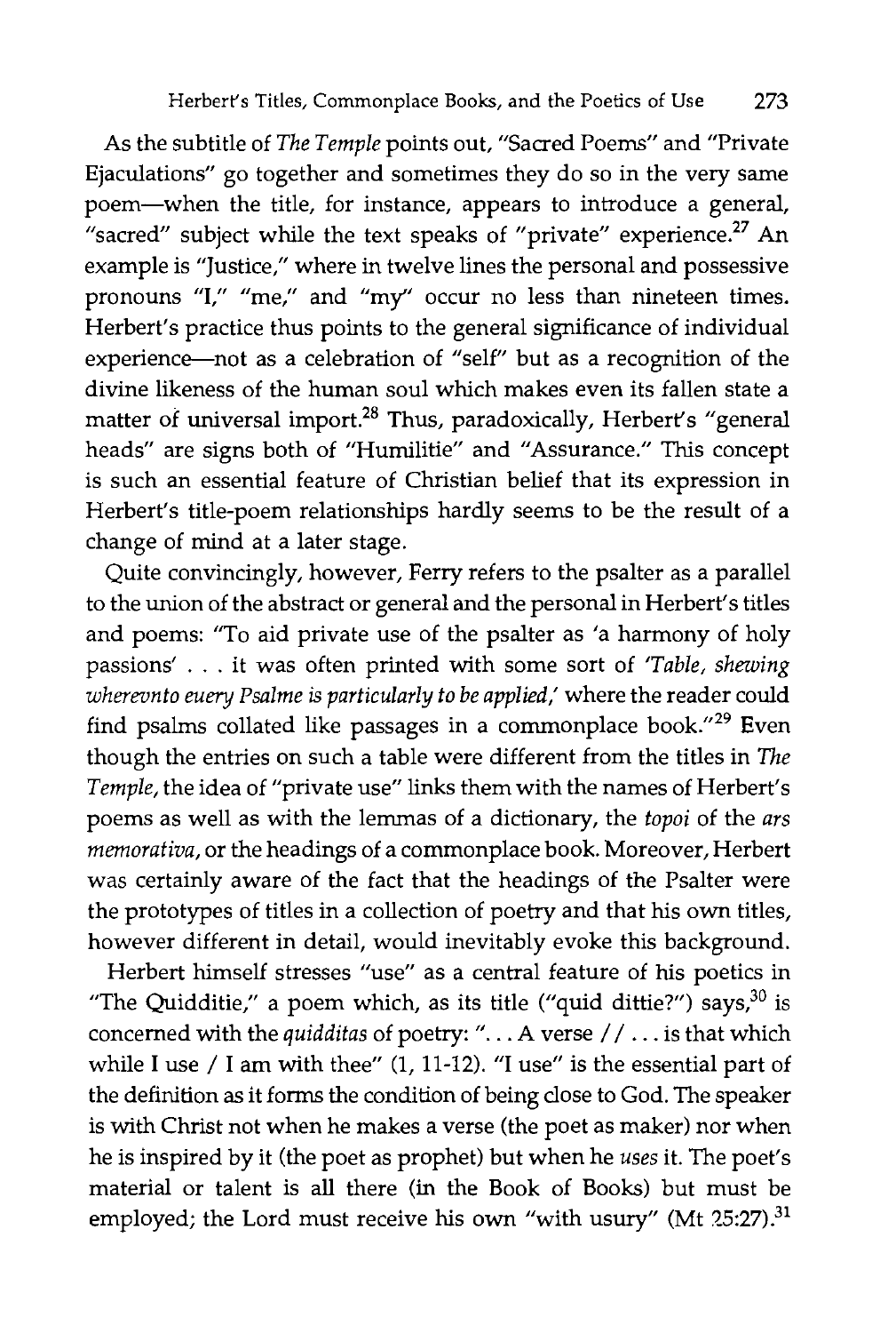As the subtitle of *The Temple* points out, "Sacred Poems" and "Private Ejaculations" go together and sometimes they do so in the very same poem—when the title, for instance, appears to introduce a general, "sacred" subject while the text speaks of "private" experience.[27] An example is "Justice," where in twelve lines the personal and possessive pronouns "I," "me," and "my" occur no less than nineteen times. Herbert's practice thus points to the general significance of individual experience—not as a celebration of "self" but as a recognition of the divine likeness of the human soul which makes even its fallen state a matter of universal import.[28] Thus, paradoxically, Herbert's "general heads" are signs both of "Humilitie" and "Assurance." This concept is such an essential feature of Christian belief that its expression in Herbert's title-poem relationships hardly seems to be the result of a change of mind at a later stage.

Quite convincingly, however, Ferry refers to the psalter as a parallel to the union of the abstract or general and the personal in Herbert's titles and poems: "To aid private use of the psalter as 'a harmony of holy passions' . . . it was often printed with some sort of '*Table, shewing wherevnto euery Psalme is particularly to be applied*,' where the reader could find psalms collated like passages in a commonplace book."[29] Even though the entries on such a table were different from the titles in *The Temple*, the idea of "private use" links them with the names of Herbert's poems as well as with the lemmas of a dictionary, the *topoi* of the *ars memorativa*, or the headings of a commonplace book. Moreover, Herbert was certainly aware of the fact that the headings of the Psalter were the prototypes of titles in a collection of poetry and that his own titles, however different in detail, would inevitably evoke this background.

Herbert himself stresses "use" as a central feature of his poetics in "The Quidditie," a poem which, as its title ("quid dittie?") says,[30] is concerned with the *quidditas* of poetry: ". . . A verse / / . . . is that which while I use / I am with thee" (1, 11-12). "I use" is the essential part of the definition as it forms the condition of being close to God. The speaker is with Christ not when he makes a verse (the poet as maker) nor when he is inspired by it (the poet as prophet) but when he *uses* it. The poet's material or talent is all there (in the Book of Books) but must be employed; the Lord must receive his own "with usury" (Mt 25:27).[31]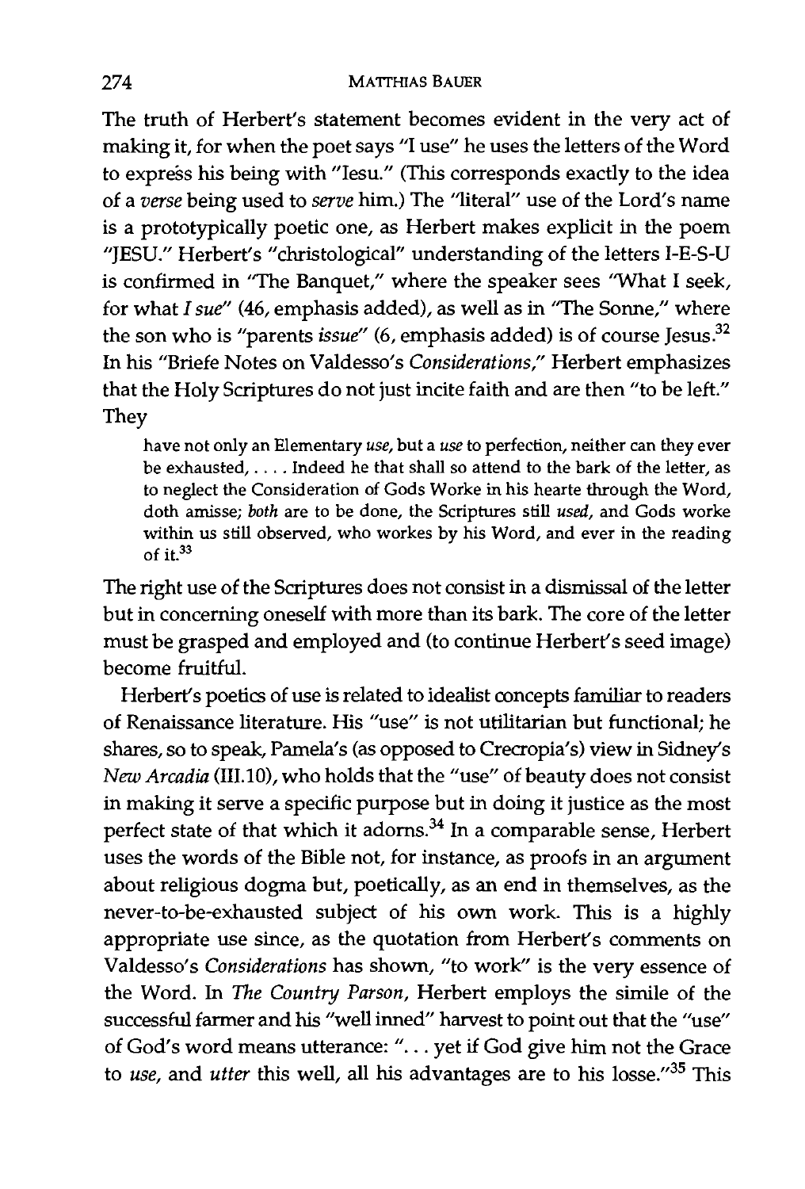The truth of Herbert's statement becomes evident in the very act of making it, for when the poet says "I use" he uses the letters of the Word to express his being with "Iesu." (This corresponds exactly to the idea of a *verse* being used to *serve* him.) The "literal" use of the Lord's name is a prototypically poetic one, as Herbert makes explicit in the poem "JESU." Herbert's "christological" understanding of the letters I-E-S-U is confirmed in "The Banquet," where the speaker sees "What I seek, for what *I sue*" (46, emphasis added), as well as in "The Sonne," where the son who is "parents *issue*" (6, emphasis added) is of course Jesus.[32] In his "Briefe Notes on Valdesso's *Considerations*," Herbert emphasizes that the Holy Scriptures do not just incite faith and are then "to be left." They

> have not only an Elementary *use*, but a *use* to perfection, neither can they ever be exhausted, . . . . Indeed he that shall so attend to the bark of the letter, as to neglect the Consideration of Gods Worke in his hearte through the Word, doth amisse; *both* are to be done, the Scriptures still *used*, and Gods worke within us still observed, who workes by his Word, and ever in the reading of it.[33]

The right use of the Scriptures does not consist in a dismissal of the letter but in concerning oneself with more than its bark. The core of the letter must be grasped and employed and (to continue Herbert's seed image) become fruitful.

Herbert's poetics of use is related to idealist concepts familiar to readers of Renaissance literature. His "use" is not utilitarian but functional; he shares, so to speak, Pamela's (as opposed to Crecropia's) view in Sidney's *New Arcadia* (III.10), who holds that the "use" of beauty does not consist in making it serve a specific purpose but in doing it justice as the most perfect state of that which it adorns.[34] In a comparable sense, Herbert uses the words of the Bible not, for instance, as proofs in an argument about religious dogma but, poetically, as an end in themselves, as the never-to-be-exhausted subject of his own work. This is a highly appropriate use since, as the quotation from Herbert's comments on Valdesso's *Considerations* has shown, "to work" is the very essence of the Word. In *The Country Parson*, Herbert employs the simile of the successful farmer and his "well inned" harvest to point out that the "use" of God's word means utterance: ". . . yet if God give him not the Grace to *use*, and *utter* this well, all his advantages are to his losse."[35] This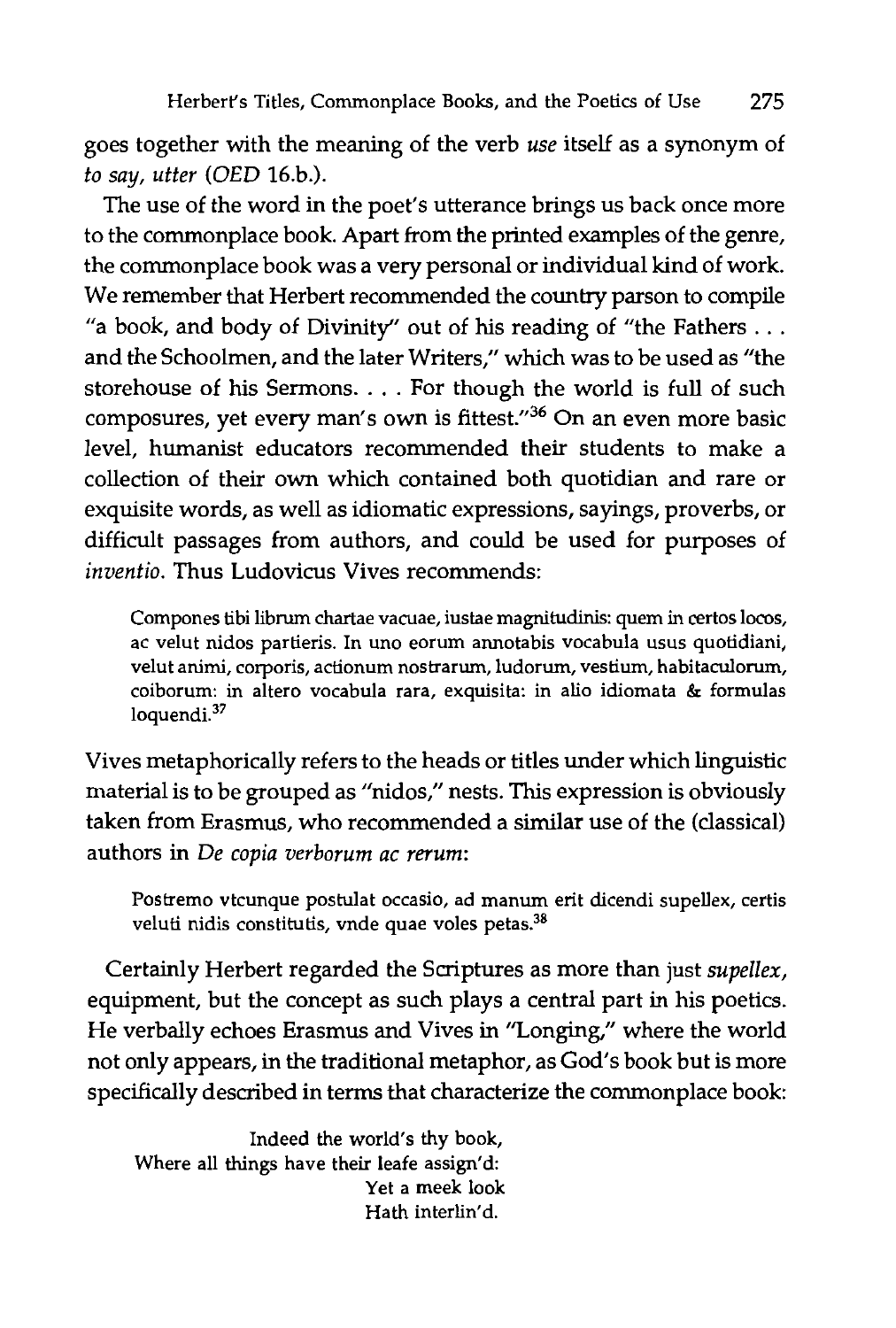goes together with the meaning of the verb *use* itself as a synonym of *to say, utter* (*OED* 16.b.).

The use of the word in the poet's utterance brings us back once more to the commonplace book. Apart from the printed examples of the genre, the commonplace book was a very personal or individual kind of work. We remember that Herbert recommended the country parson to compile "a book, and body of Divinity" out of his reading of "the Fathers . . . and the Schoolmen, and the later Writers," which was to be used as "the storehouse of his Sermons. . . . For though the world is full of such composures, yet every man's own is fittest."[36] On an even more basic level, humanist educators recommended their students to make a collection of their own which contained both quotidian and rare or exquisite words, as well as idiomatic expressions, sayings, proverbs, or difficult passages from authors, and could be used for purposes of *inventio*. Thus Ludovicus Vives recommends:

> Compones tibi librum chartae vacuae, iustae magnitudinis: quem in certos locos, ac velut nidos partieris. In uno eorum annotabis vocabula usus quotidiani, velut animi, corporis, actionum nostrarum, ludorum, vestium, habitaculorum, coiborum: in altero vocabula rara, exquisita: in alio idiomata & formulas loquendi.[37]

Vives metaphorically refers to the heads or titles under which linguistic material is to be grouped as "nidos," nests. This expression is obviously taken from Erasmus, who recommended a similar use of the (classical) authors in *De copia verborum ac rerum*:

> Postremo vtcunque postulat occasio, ad manum erit dicendi supellex, certis veluti nidis constitutis, vnde quae voles petas.[38]

Certainly Herbert regarded the Scriptures as more than just *supellex*, equipment, but the concept as such plays a central part in his poetics. He verbally echoes Erasmus and Vives in "Longing," where the world not only appears, in the traditional metaphor, as God's book but is more specifically described in terms that characterize the commonplace book:

> Indeed the world's thy book,
> Where all things have their leafe assign'd:
> Yet a meek look
> Hath interlin'd.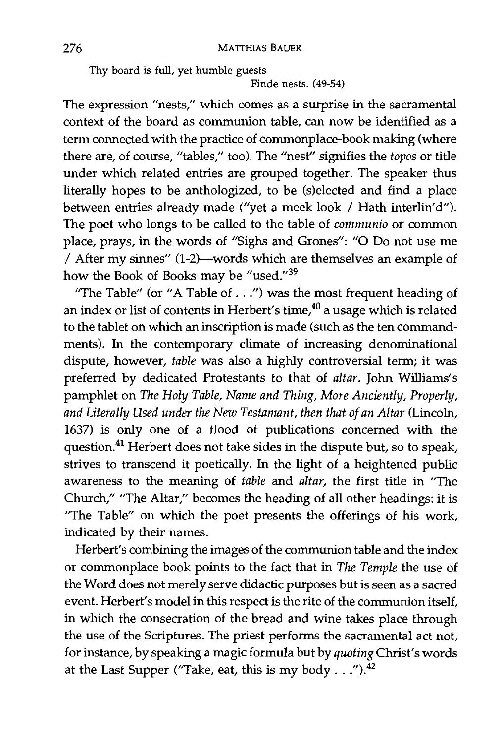Thy board is full, yet humble guests
Finde nests. (49-54)

The expression "nests," which comes as a surprise in the sacramental context of the board as communion table, can now be identified as a term connected with the practice of commonplace-book making (where there are, of course, "tables," too). The "nest" signifies the *topos* or title under which related entries are grouped together. The speaker thus literally hopes to be anthologized, to be (s)elected and find a place between entries already made ("yet a meek look / Hath interlin'd"). The poet who longs to be called to the table of *communio* or common place, prays, in the words of "Sighs and Grones": "O Do not use me / After my sinnes" (1-2)—words which are themselves an example of how the Book of Books may be "used."[39]

"The Table" (or "A Table of . . .") was the most frequent heading of an index or list of contents in Herbert's time,[40] a usage which is related to the tablet on which an inscription is made (such as the ten commandments). In the contemporary climate of increasing denominational dispute, however, *table* was also a highly controversial term; it was preferred by dedicated Protestants to that of *altar*. John Williams's pamphlet on *The Holy Table, Name and Thing, More Anciently, Properly, and Literally Used under the New Testamant, then that of an Altar* (Lincoln, 1637) is only one of a flood of publications concerned with the question.[41] Herbert does not take sides in the dispute but, so to speak, strives to transcend it poetically. In the light of a heightened public awareness to the meaning of *table* and *altar*, the first title in "The Church," "The Altar," becomes the heading of all other headings: it is "The Table" on which the poet presents the offerings of his work, indicated by their names.

Herbert's combining the images of the communion table and the index or commonplace book points to the fact that in *The Temple* the use of the Word does not merely serve didactic purposes but is seen as a sacred event. Herbert's model in this respect is the rite of the communion itself, in which the consecration of the bread and wine takes place through the use of the Scriptures. The priest performs the sacramental act not, for instance, by speaking a magic formula but by *quoting* Christ's words at the Last Supper ("Take, eat, this is my body . . .").[42]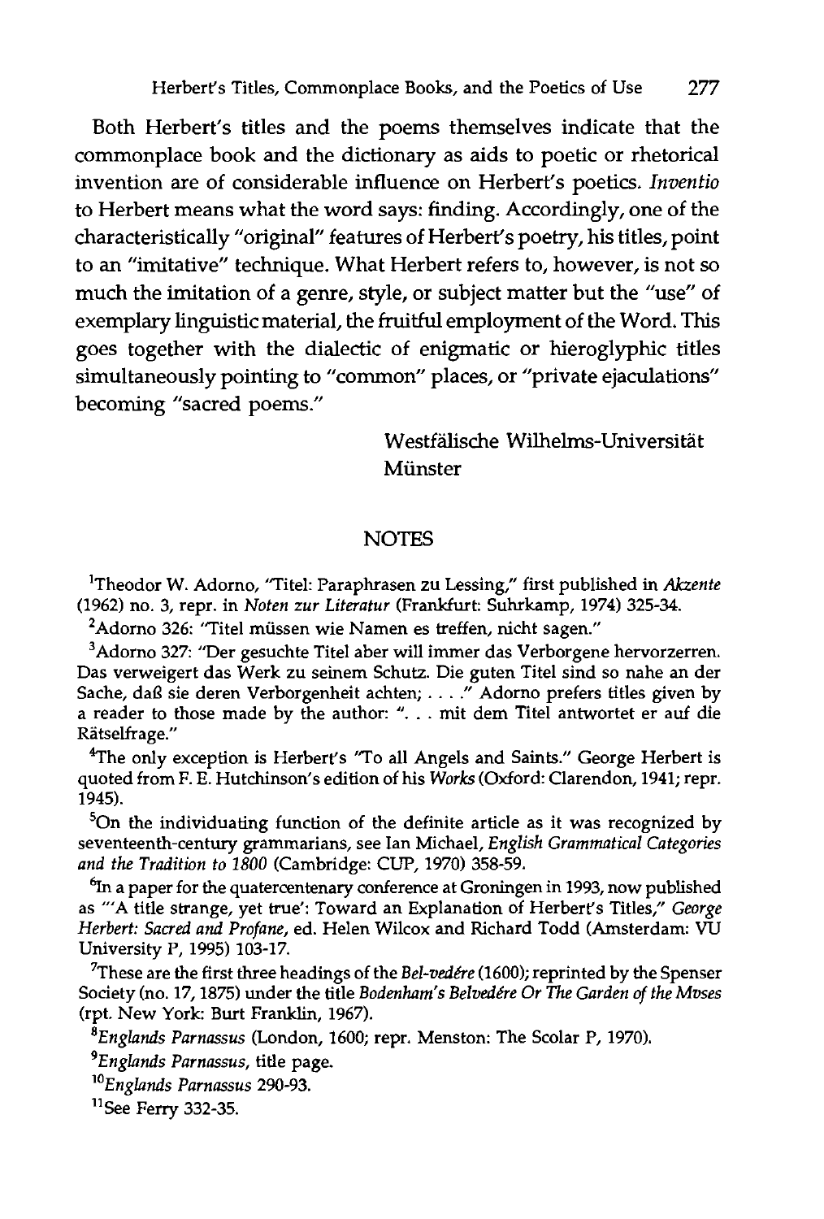Both Herbert's titles and the poems themselves indicate that the commonplace book and the dictionary as aids to poetic or rhetorical invention are of considerable influence on Herbert's poetics. *Inventio* to Herbert means what the word says: finding. Accordingly, one of the characteristically "original" features of Herbert's poetry, his titles, point to an "imitative" technique. What Herbert refers to, however, is not so much the imitation of a genre, style, or subject matter but the "use" of exemplary linguistic material, the fruitful employment of the Word. This goes together with the dialectic of enigmatic or hieroglyphic titles simultaneously pointing to "common" places, or "private ejaculations" becoming "sacred poems."

Westfälische Wilhelms-Universität
Münster

## NOTES

[1]Theodor W. Adorno, "Titel: Paraphrasen zu Lessing," first published in *Akzente* (1962) no. 3, repr. in *Noten zur Literatur* (Frankfurt: Suhrkamp, 1974) 325-34.

[2]Adorno 326: "Titel müssen wie Namen es treffen, nicht sagen."

[3]Adorno 327: "Der gesuchte Titel aber will immer das Verborgene hervorzerren. Das verweigert das Werk zu seinem Schutz. Die guten Titel sind so nahe an der Sache, daß sie deren Verborgenheit achten; . . . ." Adorno prefers titles given by a reader to those made by the author: ". . . mit dem Titel antwortet er auf die Rätselfrage."

[4]The only exception is Herbert's "To all Angels and Saints." George Herbert is quoted from F. E. Hutchinson's edition of his *Works* (Oxford: Clarendon, 1941; repr. 1945).

[5]On the individuating function of the definite article as it was recognized by seventeenth-century grammarians, see Ian Michael, *English Grammatical Categories and the Tradition to 1800* (Cambridge: CUP, 1970) 358-59.

[6]In a paper for the quatercentenary conference at Groningen in 1993, now published as "'A title strange, yet true': Toward an Explanation of Herbert's Titles," *George Herbert: Sacred and Profane*, ed. Helen Wilcox and Richard Todd (Amsterdam: VU University P, 1995) 103-17.

[7]These are the first three headings of the *Bel-vedére* (1600); reprinted by the Spenser Society (no. 17, 1875) under the title *Bodenham's Belvedére Or The Garden of the Mvses* (rpt. New York: Burt Franklin, 1967).

[8]*Englands Parnassus* (London, 1600; repr. Menston: The Scolar P, 1970).

[9]*Englands Parnassus*, title page.

[10]*Englands Parnassus* 290-93.

[11]See Ferry 332-35.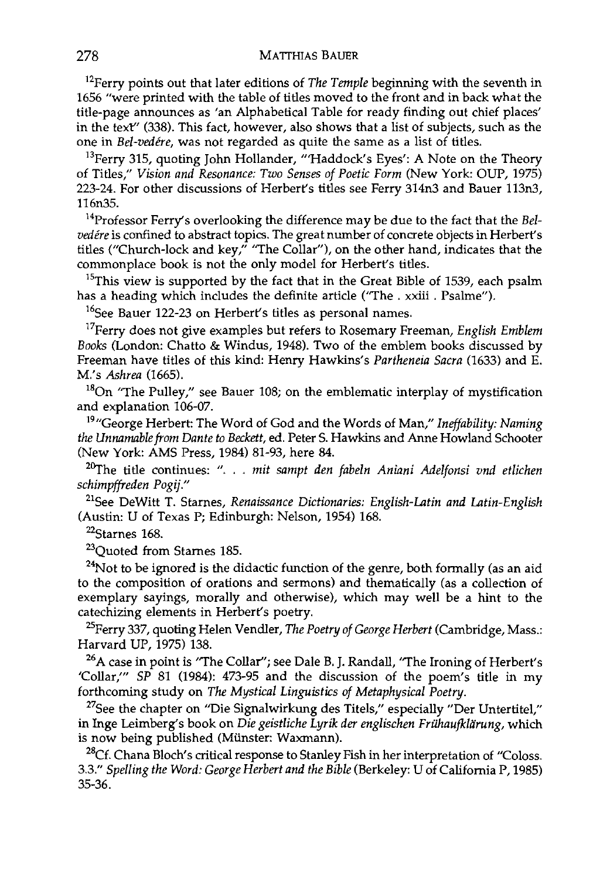[12]Ferry points out that later editions of *The Temple* beginning with the seventh in 1656 "were printed with the table of titles moved to the front and in back what the title-page announces as 'an Alphabetical Table for ready finding out chief places' in the text" (338). This fact, however, also shows that a list of subjects, such as the one in *Bel-vedére*, was not regarded as quite the same as a list of titles.

[13]Ferry 315, quoting John Hollander, "'Haddock's Eyes': A Note on the Theory of Titles," *Vision and Resonance: Two Senses of Poetic Form* (New York: OUP, 1975) 223-24. For other discussions of Herbert's titles see Ferry 314n3 and Bauer 113n3, 116n35.

[14]Professor Ferry's overlooking the difference may be due to the fact that the *Bel-vedére* is confined to abstract topics. The great number of concrete objects in Herbert's titles ("Church-lock and key," "The Collar"), on the other hand, indicates that the commonplace book is not the only model for Herbert's titles.

[15]This view is supported by the fact that in the Great Bible of 1539, each psalm has a heading which includes the definite article ("The . xxiii . Psalme").

[16]See Bauer 122-23 on Herbert's titles as personal names.

[17]Ferry does not give examples but refers to Rosemary Freeman, *English Emblem Books* (London: Chatto & Windus, 1948). Two of the emblem books discussed by Freeman have titles of this kind: Henry Hawkins's *Partheneia Sacra* (1633) and E. M.'s *Ashrea* (1665).

[18]On "The Pulley," see Bauer 108; on the emblematic interplay of mystification and explanation 106-07.

[19]"George Herbert: The Word of God and the Words of Man," *Ineffability: Naming the Unnamable from Dante to Beckett*, ed. Peter S. Hawkins and Anne Howland Schooter (New York: AMS Press, 1984) 81-93, here 84.

[20]The title continues: ". . . *mit sampt den fabeln Aniani Adelfonsi vnd etlichen schimpffreden Pogij.*"

[21]See DeWitt T. Starnes, *Renaissance Dictionaries: English-Latin and Latin-English* (Austin: U of Texas P; Edinburgh: Nelson, 1954) 168.

[22]Starnes 168.

[23]Quoted from Starnes 185.

[24]Not to be ignored is the didactic function of the genre, both formally (as an aid to the composition of orations and sermons) and thematically (as a collection of exemplary sayings, morally and otherwise), which may well be a hint to the catechizing elements in Herbert's poetry.

[25]Ferry 337, quoting Helen Vendler, *The Poetry of George Herbert* (Cambridge, Mass.: Harvard UP, 1975) 138.

[26]A case in point is "The Collar"; see Dale B. J. Randall, "The Ironing of Herbert's 'Collar,'" *SP* 81 (1984): 473-95 and the discussion of the poem's title in my forthcoming study on *The Mystical Linguistics of Metaphysical Poetry*.

[27]See the chapter on "Die Signalwirkung des Titels," especially "Der Untertitel," in Inge Leimberg's book on *Die geistliche Lyrik der englischen Frühaufklärung*, which is now being published (Münster: Waxmann).

[28]Cf. Chana Bloch's critical response to Stanley Fish in her interpretation of "Coloss. 3.3." *Spelling the Word: George Herbert and the Bible* (Berkeley: U of California P, 1985) 35-36.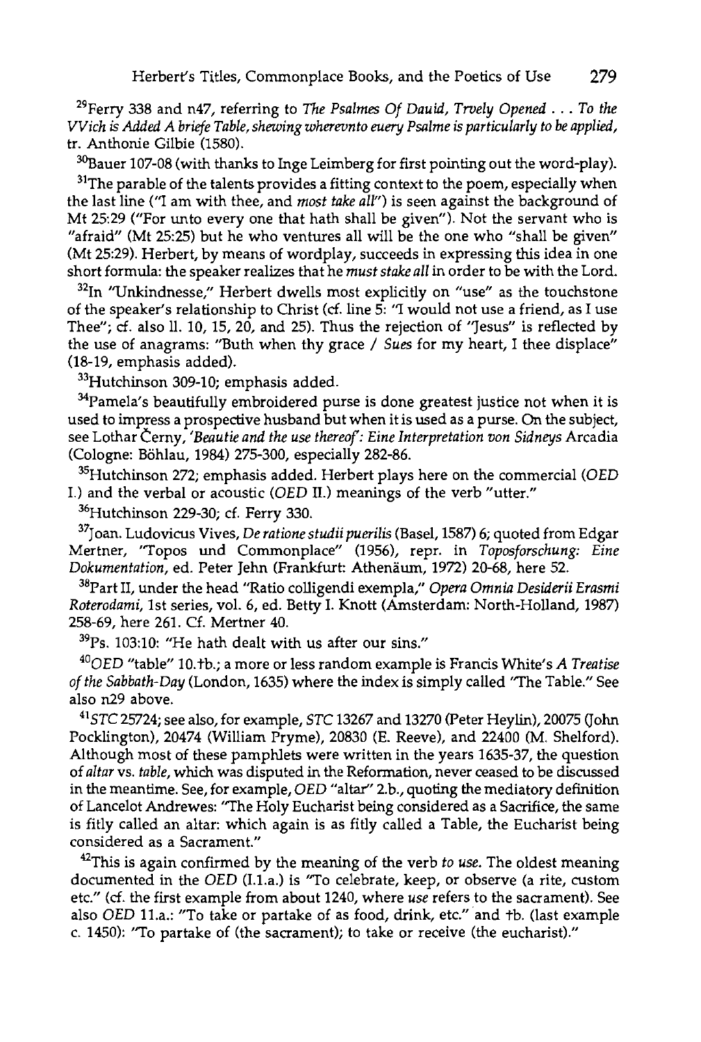[29]Ferry 338 and n47, referring to *The Psalmes Of Dauid, Trvely Opened . . . To the VVich is Added A briefe Table, shewing wherevnto euery Psalme is particularly to be applied*, tr. Anthonie Gilbie (1580).

[30]Bauer 107-08 (with thanks to Inge Leimberg for first pointing out the word-play).

[31]The parable of the talents provides a fitting context to the poem, especially when the last line ("I am with thee, and *most take all*") is seen against the background of Mt 25:29 ("For unto every one that hath shall be given"). Not the servant who is "afraid" (Mt 25:25) but he who ventures all will be the one who "shall be given" (Mt 25:29). Herbert, by means of wordplay, succeeds in expressing this idea in one short formula: the speaker realizes that he *must stake all* in order to be with the Lord.

[32]In "Unkindnesse," Herbert dwells most explicitly on "use" as the touchstone of the speaker's relationship to Christ (cf. line 5: "I would not use a friend, as I use Thee"; cf. also ll. 10, 15, 20, and 25). Thus the rejection of "Jesus" is reflected by the use of anagrams: "Buth when thy grace / *Sues* for my heart, I thee displace" (18-19, emphasis added).

[33]Hutchinson 309-10; emphasis added.

[34]Pamela's beautifully embroidered purse is done greatest justice not when it is used to impress a prospective husband but when it is used as a purse. On the subject, see Lothar Černy, *'Beautie and the use thereof': Eine Interpretation von Sidneys* Arcadia (Cologne: Böhlau, 1984) 275-300, especially 282-86.

[35]Hutchinson 272; emphasis added. Herbert plays here on the commercial (*OED* I.) and the verbal or acoustic (*OED* II.) meanings of the verb "utter."

[36]Hutchinson 229-30; cf. Ferry 330.

[37]Joan. Ludovicus Vives, *De ratione studii puerilis* (Basel, 1587) 6; quoted from Edgar Mertner, "Topos und Commonplace" (1956), repr. in *Toposforschung: Eine Dokumentation*, ed. Peter Jehn (Frankfurt: Athenäum, 1972) 20-68, here 52.

[38]Part II, under the head "Ratio colligendi exempla," *Opera Omnia Desiderii Erasmi Roterodami*, 1st series, vol. 6, ed. Betty I. Knott (Amsterdam: North-Holland, 1987) 258-69, here 261. Cf. Mertner 40.

[39]Ps. 103:10: "He hath dealt with us after our sins."

[40]*OED* "table" 10.†b.; a more or less random example is Francis White's *A Treatise of the Sabbath-Day* (London, 1635) where the index is simply called "The Table." See also n29 above.

[41]*STC* 25724; see also, for example, *STC* 13267 and 13270 (Peter Heylin), 20075 (John Pocklington), 20474 (William Pryme), 20830 (E. Reeve), and 22400 (M. Shelford). Although most of these pamphlets were written in the years 1635-37, the question of *altar* vs. *table*, which was disputed in the Reformation, never ceased to be discussed in the meantime. See, for example, *OED* "altar" 2.b., quoting the mediatory definition of Lancelot Andrewes: "The Holy Eucharist being considered as a Sacrifice, the same is fitly called an altar: which again is as fitly called a Table, the Eucharist being considered as a Sacrament."

[42]This is again confirmed by the meaning of the verb *to use*. The oldest meaning documented in the *OED* (I.1.a.) is "To celebrate, keep, or observe (a rite, custom etc." (cf. the first example from about 1240, where *use* refers to the sacrament). See also *OED* 11.a.: "To take or partake of as food, drink, etc." and †b. (last example c. 1450): "To partake of (the sacrament); to take or receive (the eucharist)."